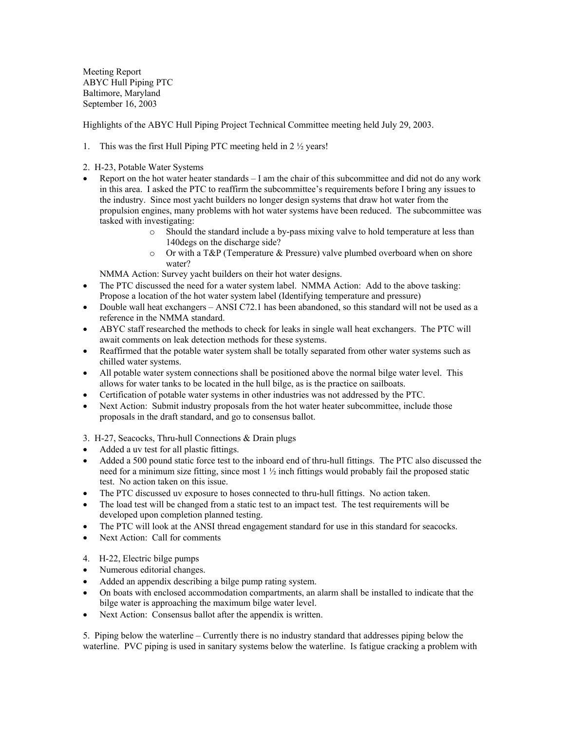Meeting Report
ABYC Hull Piping PTC
Baltimore, Maryland
September 16, 2003

Highlights of the ABYC Hull Piping Project Technical Committee meeting held July 29, 2003.

1. This was the first Hull Piping PTC meeting held in 2 ½ years!

2. H-23, Potable Water Systems

- Report on the hot water heater standards – I am the chair of this subcommittee and did not do any work in this area. I asked the PTC to reaffirm the subcommittee's requirements before I bring any issues to the industry. Since most yacht builders no longer design systems that draw hot water from the propulsion engines, many problems with hot water systems have been reduced. The subcommittee was tasked with investigating:
    - Should the standard include a by-pass mixing valve to hold temperature at less than 140degs on the discharge side?
    - Or with a T&P (Temperature & Pressure) valve plumbed overboard when on shore water?

  NMMA Action: Survey yacht builders on their hot water designs.
- The PTC discussed the need for a water system label. NMMA Action: Add to the above tasking: Propose a location of the hot water system label (Identifying temperature and pressure)
- Double wall heat exchangers – ANSI C72.1 has been abandoned, so this standard will not be used as a reference in the NMMA standard.
- ABYC staff researched the methods to check for leaks in single wall heat exchangers. The PTC will await comments on leak detection methods for these systems.
- Reaffirmed that the potable water system shall be totally separated from other water systems such as chilled water systems.
- All potable water system connections shall be positioned above the normal bilge water level. This allows for water tanks to be located in the hull bilge, as is the practice on sailboats.
- Certification of potable water systems in other industries was not addressed by the PTC.
- Next Action: Submit industry proposals from the hot water heater subcommittee, include those proposals in the draft standard, and go to consensus ballot.

3. H-27, Seacocks, Thru-hull Connections & Drain plugs

- Added a uv test for all plastic fittings.
- Added a 500 pound static force test to the inboard end of thru-hull fittings. The PTC also discussed the need for a minimum size fitting, since most 1 ½ inch fittings would probably fail the proposed static test. No action taken on this issue.
- The PTC discussed uv exposure to hoses connected to thru-hull fittings. No action taken.
- The load test will be changed from a static test to an impact test. The test requirements will be developed upon completion planned testing.
- The PTC will look at the ANSI thread engagement standard for use in this standard for seacocks.
- Next Action: Call for comments

4. H-22, Electric bilge pumps

- Numerous editorial changes.
- Added an appendix describing a bilge pump rating system.
- On boats with enclosed accommodation compartments, an alarm shall be installed to indicate that the bilge water is approaching the maximum bilge water level.
- Next Action: Consensus ballot after the appendix is written.

5. Piping below the waterline – Currently there is no industry standard that addresses piping below the waterline. PVC piping is used in sanitary systems below the waterline. Is fatigue cracking a problem with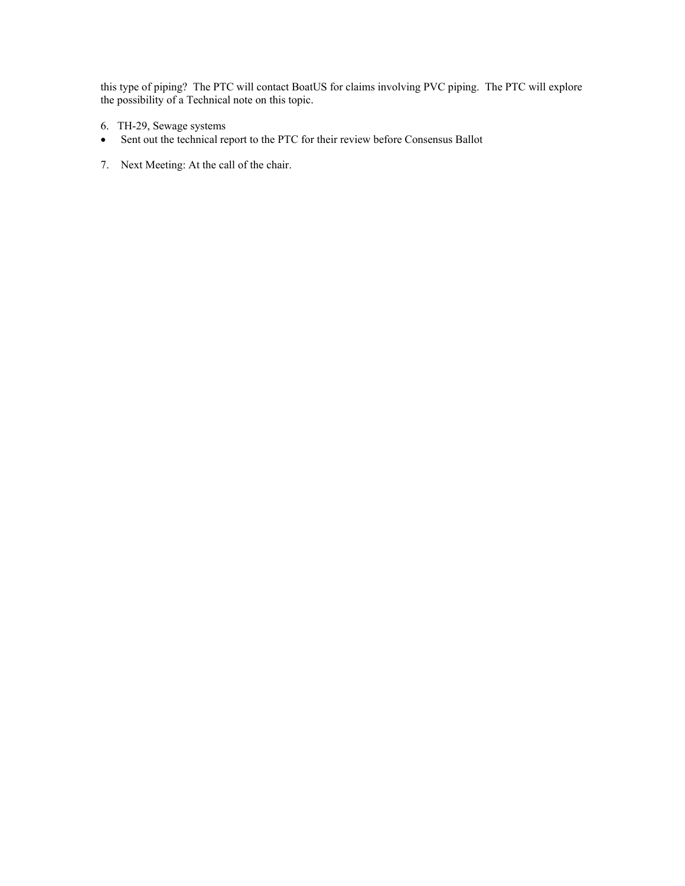this type of piping? The PTC will contact BoatUS for claims involving PVC piping. The PTC will explore the possibility of a Technical note on this topic.

6. TH-29, Sewage systems

- Sent out the technical report to the PTC for their review before Consensus Ballot

7. Next Meeting: At the call of the chair.